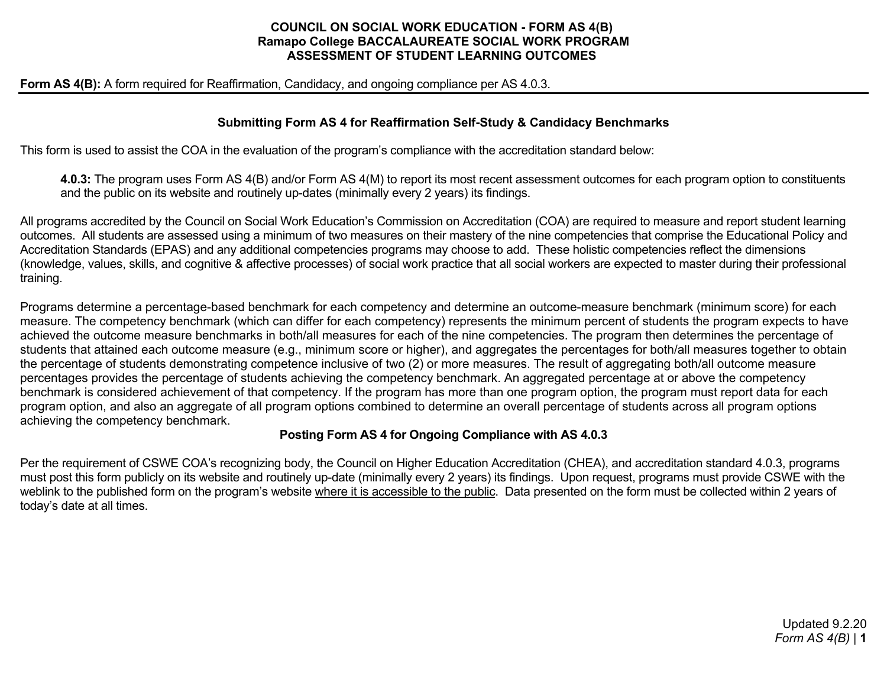# COUNCIL ON SOCIAL WORK EDUCATION - FORM AS 4(B)
# Ramapo College BACCALAUREATE SOCIAL WORK PROGRAM
# ASSESSMENT OF STUDENT LEARNING OUTCOMES

**Form AS 4(B):** A form required for Reaffirmation, Candidacy, and ongoing compliance per AS 4.0.3.

---

## Submitting Form AS 4 for Reaffirmation Self-Study & Candidacy Benchmarks

This form is used to assist the COA in the evaluation of the program's compliance with the accreditation standard below:

> **4.0.3:** The program uses Form AS 4(B) and/or Form AS 4(M) to report its most recent assessment outcomes for each program option to constituents and the public on its website and routinely up-dates (minimally every 2 years) its findings.

All programs accredited by the Council on Social Work Education's Commission on Accreditation (COA) are required to measure and report student learning outcomes. All students are assessed using a minimum of two measures on their mastery of the nine competencies that comprise the Educational Policy and Accreditation Standards (EPAS) and any additional competencies programs may choose to add. These holistic competencies reflect the dimensions (knowledge, values, skills, and cognitive & affective processes) of social work practice that all social workers are expected to master during their professional training.

Programs determine a percentage-based benchmark for each competency and determine an outcome-measure benchmark (minimum score) for each measure. The competency benchmark (which can differ for each competency) represents the minimum percent of students the program expects to have achieved the outcome measure benchmarks in both/all measures for each of the nine competencies. The program then determines the percentage of students that attained each outcome measure (e.g., minimum score or higher), and aggregates the percentages for both/all measures together to obtain the percentage of students demonstrating competence inclusive of two (2) or more measures. The result of aggregating both/all outcome measure percentages provides the percentage of students achieving the competency benchmark. An aggregated percentage at or above the competency benchmark is considered achievement of that competency. If the program has more than one program option, the program must report data for each program option, and also an aggregate of all program options combined to determine an overall percentage of students across all program options achieving the competency benchmark.

## Posting Form AS 4 for Ongoing Compliance with AS 4.0.3

Per the requirement of CSWE COA's recognizing body, the Council on Higher Education Accreditation (CHEA), and accreditation standard 4.0.3, programs must post this form publicly on its website and routinely up-date (minimally every 2 years) its findings. Upon request, programs must provide CSWE with the weblink to the published form on the program's website where it is accessible to the public. Data presented on the form must be collected within 2 years of today's date at all times.

Updated 9.2.20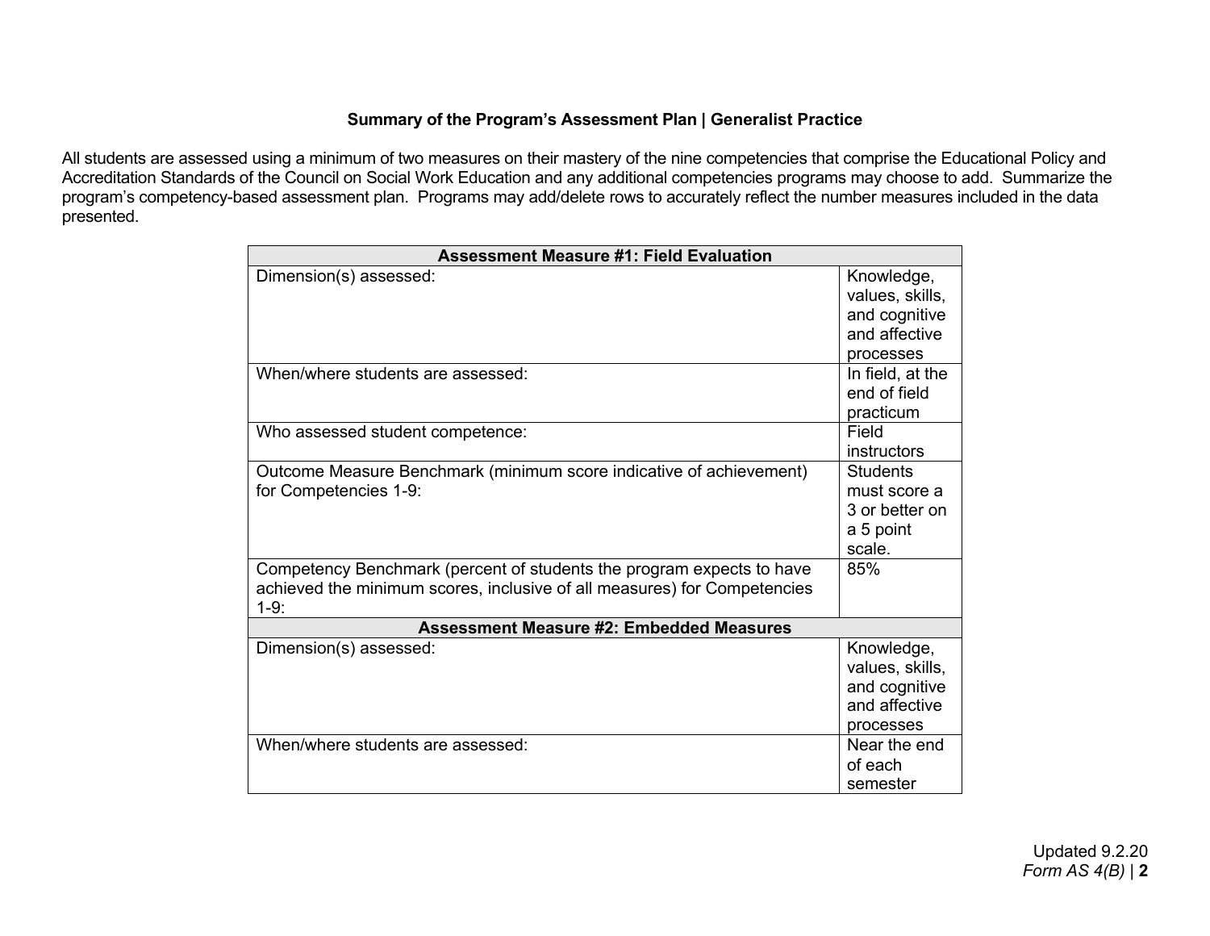### Summary of the Program's Assessment Plan | Generalist Practice

All students are assessed using a minimum of two measures on their mastery of the nine competencies that comprise the Educational Policy and Accreditation Standards of the Council on Social Work Education and any additional competencies programs may choose to add. Summarize the program's competency-based assessment plan. Programs may add/delete rows to accurately reflect the number measures included in the data presented.

| **Assessment Measure #1: Field Evaluation** | |
|---|---|
| Dimension(s) assessed: | Knowledge, values, skills, and cognitive and affective processes |
| When/where students are assessed: | In field, at the end of field practicum |
| Who assessed student competence: | Field instructors |
| Outcome Measure Benchmark (minimum score indicative of achievement) for Competencies 1-9: | Students must score a 3 or better on a 5 point scale. |
| Competency Benchmark (percent of students the program expects to have achieved the minimum scores, inclusive of all measures) for Competencies 1-9: | 85% |
| **Assessment Measure #2: Embedded Measures** | |
| Dimension(s) assessed: | Knowledge, values, skills, and cognitive and affective processes |
| When/where students are assessed: | Near the end of each semester |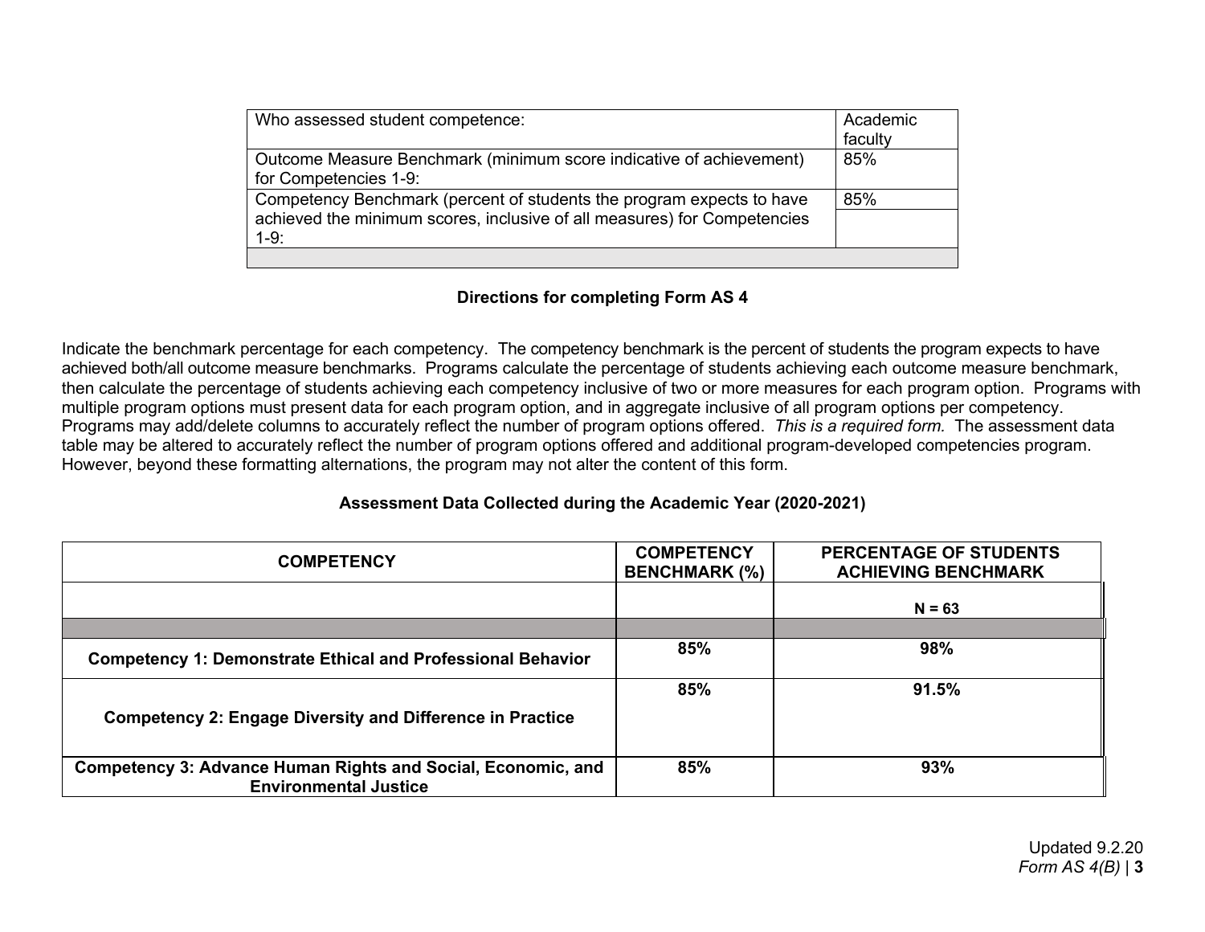| Who assessed student competence: | Academic faculty |
|---|---|
| Outcome Measure Benchmark (minimum score indicative of achievement) for Competencies 1-9: | 85% |
| Competency Benchmark (percent of students the program expects to have achieved the minimum scores, inclusive of all measures) for Competencies 1-9: | 85% |
| | |

**Directions for completing Form AS 4**

Indicate the benchmark percentage for each competency. The competency benchmark is the percent of students the program expects to have achieved both/all outcome measure benchmarks. Programs calculate the percentage of students achieving each outcome measure benchmark, then calculate the percentage of students achieving each competency inclusive of two or more measures for each program option. Programs with multiple program options must present data for each program option, and in aggregate inclusive of all program options per competency. Programs may add/delete columns to accurately reflect the number of program options offered. *This is a required form.* The assessment data table may be altered to accurately reflect the number of program options offered and additional program-developed competencies program. However, beyond these formatting alternations, the program may not alter the content of this form.

**Assessment Data Collected during the Academic Year (2020-2021)**

| COMPETENCY | COMPETENCY BENCHMARK (%) | PERCENTAGE OF STUDENTS ACHIEVING BENCHMARK |
|---|---|---|
| | | **N = 63** |
| | | |
| **Competency 1: Demonstrate Ethical and Professional Behavior** | **85%** | **98%** |
| **Competency 2: Engage Diversity and Difference in Practice** | **85%** | **91.5%** |
| **Competency 3: Advance Human Rights and Social, Economic, and Environmental Justice** | **85%** | **93%** |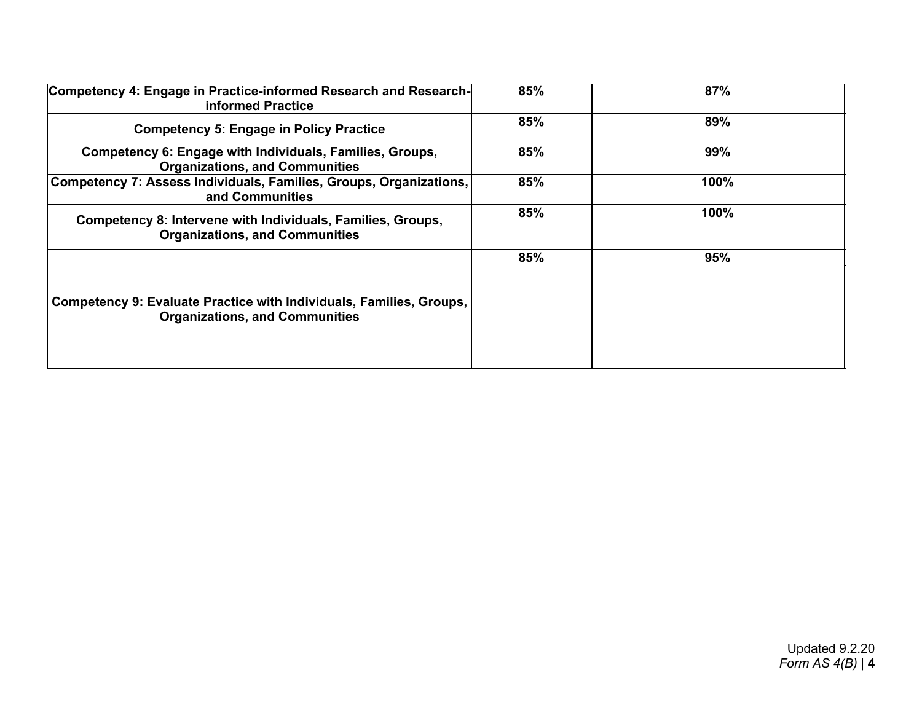| | | |
|---|---|---|
| **Competency 4: Engage in Practice-informed Research and Research-informed Practice** | **85%** | **87%** |
| **Competency 5: Engage in Policy Practice** | **85%** | **89%** |
| **Competency 6: Engage with Individuals, Families, Groups, Organizations, and Communities** | **85%** | **99%** |
| **Competency 7: Assess Individuals, Families, Groups, Organizations, and Communities** | **85%** | **100%** |
| **Competency 8: Intervene with Individuals, Families, Groups, Organizations, and Communities** | **85%** | **100%** |
| **Competency 9: Evaluate Practice with Individuals, Families, Groups, Organizations, and Communities** | **85%** | **95%** |

Updated 9.2.20
*Form AS 4(B)*